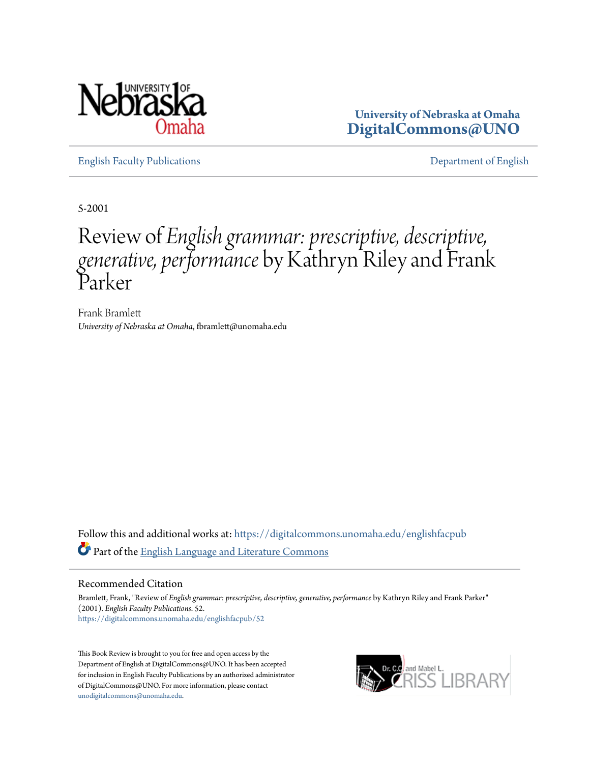University of Nebraska at Omaha
DigitalCommons@UNO

English Faculty Publications | Department of English

5-2001

# Review of *English grammar: prescriptive, descriptive, generative, performance* by Kathryn Riley and Frank Parker

Frank Bramlett
*University of Nebraska at Omaha*, fbramlett@unomaha.edu

Follow this and additional works at: https://digitalcommons.unomaha.edu/englishfacpub

Part of the English Language and Literature Commons

## Recommended Citation

Bramlett, Frank, "Review of *English grammar: prescriptive, descriptive, generative, performance* by Kathryn Riley and Frank Parker" (2001). *English Faculty Publications*. 52.
https://digitalcommons.unomaha.edu/englishfacpub/52

This Book Review is brought to you for free and open access by the Department of English at DigitalCommons@UNO. It has been accepted for inclusion in English Faculty Publications by an authorized administrator of DigitalCommons@UNO. For more information, please contact unodigitalcommons@unomaha.edu.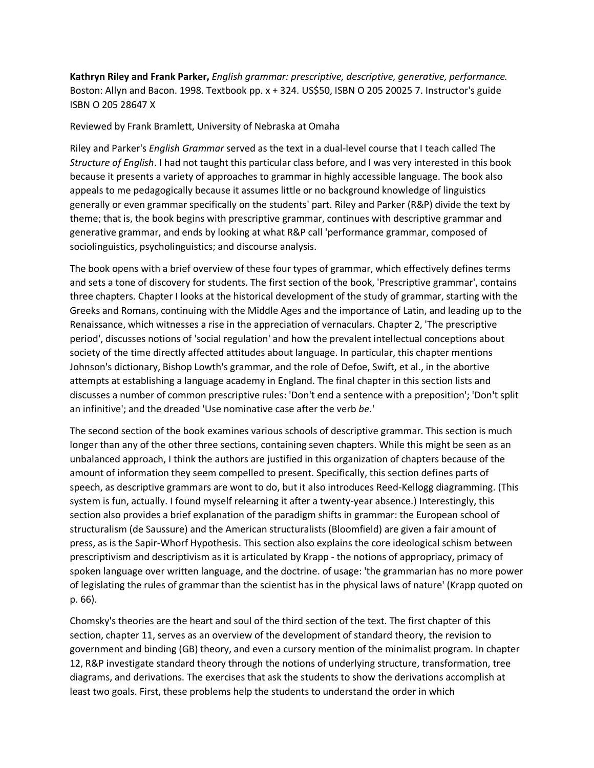**Kathryn Riley and Frank Parker,** *English grammar: prescriptive, descriptive, generative, performance.* Boston: Allyn and Bacon. 1998. Textbook pp. x + 324. US$50, ISBN O 205 20025 7. Instructor's guide ISBN O 205 28647 X

Reviewed by Frank Bramlett, University of Nebraska at Omaha

Riley and Parker's *English Grammar* served as the text in a dual-level course that I teach called The *Structure of English*. I had not taught this particular class before, and I was very interested in this book because it presents a variety of approaches to grammar in highly accessible language. The book also appeals to me pedagogically because it assumes little or no background knowledge of linguistics generally or even grammar specifically on the students' part. Riley and Parker (R&P) divide the text by theme; that is, the book begins with prescriptive grammar, continues with descriptive grammar and generative grammar, and ends by looking at what R&P call 'performance grammar, composed of sociolinguistics, psycholinguistics; and discourse analysis.

The book opens with a brief overview of these four types of grammar, which effectively defines terms and sets a tone of discovery for students. The first section of the book, 'Prescriptive grammar', contains three chapters. Chapter I looks at the historical development of the study of grammar, starting with the Greeks and Romans, continuing with the Middle Ages and the importance of Latin, and leading up to the Renaissance, which witnesses a rise in the appreciation of vernaculars. Chapter 2, 'The prescriptive period', discusses notions of 'social regulation' and how the prevalent intellectual conceptions about society of the time directly affected attitudes about language. In particular, this chapter mentions Johnson's dictionary, Bishop Lowth's grammar, and the role of Defoe, Swift, et al., in the abortive attempts at establishing a language academy in England. The final chapter in this section lists and discusses a number of common prescriptive rules: 'Don't end a sentence with a preposition'; 'Don't split an infinitive'; and the dreaded 'Use nominative case after the verb *be*.'

The second section of the book examines various schools of descriptive grammar. This section is much longer than any of the other three sections, containing seven chapters. While this might be seen as an unbalanced approach, I think the authors are justified in this organization of chapters because of the amount of information they seem compelled to present. Specifically, this section defines parts of speech, as descriptive grammars are wont to do, but it also introduces Reed-Kellogg diagramming. (This system is fun, actually. I found myself relearning it after a twenty-year absence.) Interestingly, this section also provides a brief explanation of the paradigm shifts in grammar: the European school of structuralism (de Saussure) and the American structuralists (Bloomfield) are given a fair amount of press, as is the Sapir-Whorf Hypothesis. This section also explains the core ideological schism between prescriptivism and descriptivism as it is articulated by Krapp - the notions of appropriacy, primacy of spoken language over written language, and the doctrine. of usage: 'the grammarian has no more power of legislating the rules of grammar than the scientist has in the physical laws of nature' (Krapp quoted on p. 66).

Chomsky's theories are the heart and soul of the third section of the text. The first chapter of this section, chapter 11, serves as an overview of the development of standard theory, the revision to government and binding (GB) theory, and even a cursory mention of the minimalist program. In chapter 12, R&P investigate standard theory through the notions of underlying structure, transformation, tree diagrams, and derivations. The exercises that ask the students to show the derivations accomplish at least two goals. First, these problems help the students to understand the order in which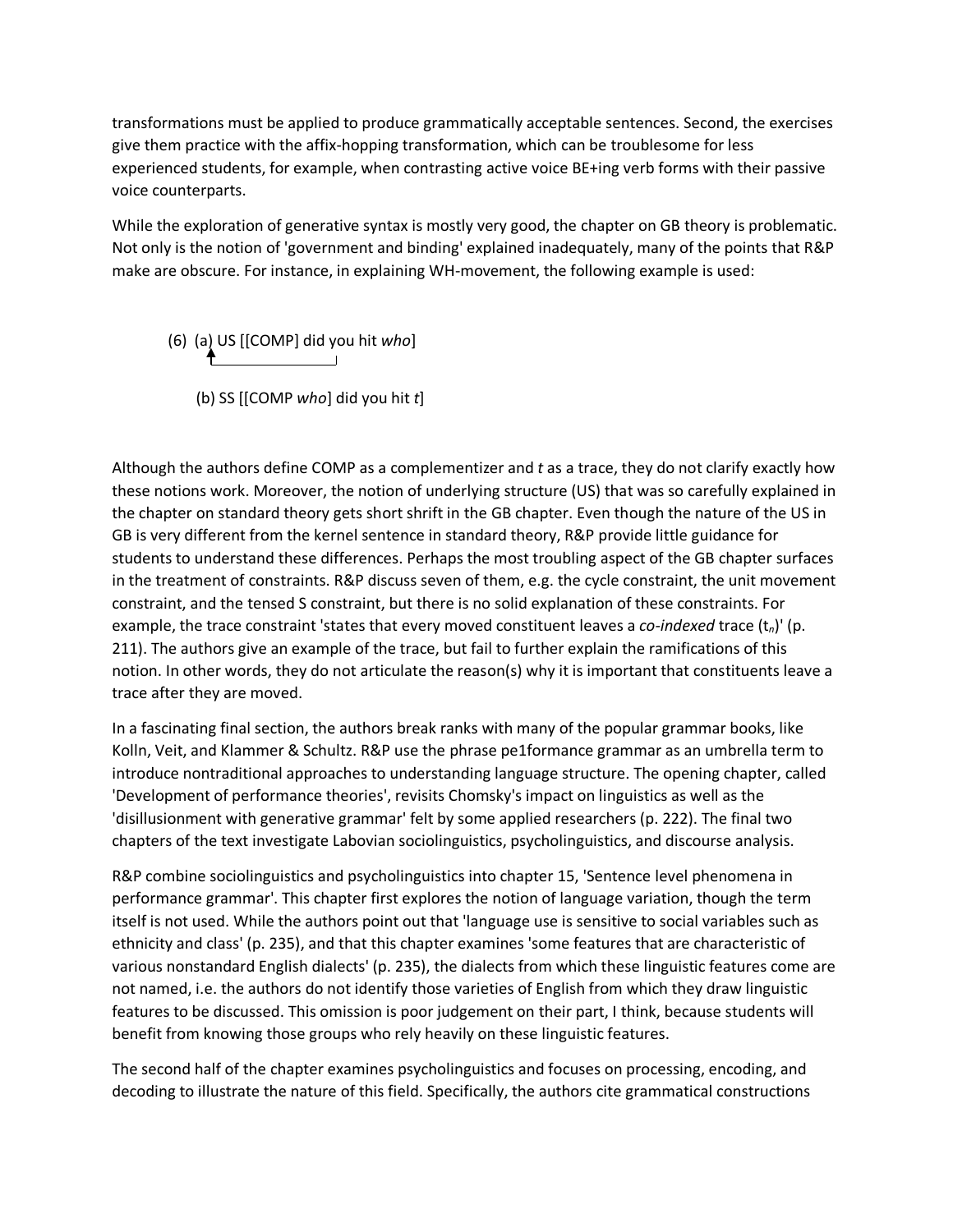transformations must be applied to produce grammatically acceptable sentences. Second, the exercises give them practice with the affix-hopping transformation, which can be troublesome for less experienced students, for example, when contrasting active voice BE+ing verb forms with their passive voice counterparts.

While the exploration of generative syntax is mostly very good, the chapter on GB theory is problematic. Not only is the notion of 'government and binding' explained inadequately, many of the points that R&P make are obscure. For instance, in explaining WH-movement, the following example is used:

(6) (a) US [[COMP] did you hit *who*]

(b) SS [[COMP *who*] did you hit *t*]

Although the authors define COMP as a complementizer and *t* as a trace, they do not clarify exactly how these notions work. Moreover, the notion of underlying structure (US) that was so carefully explained in the chapter on standard theory gets short shrift in the GB chapter. Even though the nature of the US in GB is very different from the kernel sentence in standard theory, R&P provide little guidance for students to understand these differences. Perhaps the most troubling aspect of the GB chapter surfaces in the treatment of constraints. R&P discuss seven of them, e.g. the cycle constraint, the unit movement constraint, and the tensed S constraint, but there is no solid explanation of these constraints. For example, the trace constraint 'states that every moved constituent leaves a *co-indexed* trace ($t_n$)' (p. 211). The authors give an example of the trace, but fail to further explain the ramifications of this notion. In other words, they do not articulate the reason(s) why it is important that constituents leave a trace after they are moved.

In a fascinating final section, the authors break ranks with many of the popular grammar books, like Kolln, Veit, and Klammer & Schultz. R&P use the phrase pe1formance grammar as an umbrella term to introduce nontraditional approaches to understanding language structure. The opening chapter, called 'Development of performance theories', revisits Chomsky's impact on linguistics as well as the 'disillusionment with generative grammar' felt by some applied researchers (p. 222). The final two chapters of the text investigate Labovian sociolinguistics, psycholinguistics, and discourse analysis.

R&P combine sociolinguistics and psycholinguistics into chapter 15, 'Sentence level phenomena in performance grammar'. This chapter first explores the notion of language variation, though the term itself is not used. While the authors point out that 'language use is sensitive to social variables such as ethnicity and class' (p. 235), and that this chapter examines 'some features that are characteristic of various nonstandard English dialects' (p. 235), the dialects from which these linguistic features come are not named, i.e. the authors do not identify those varieties of English from which they draw linguistic features to be discussed. This omission is poor judgement on their part, I think, because students will benefit from knowing those groups who rely heavily on these linguistic features.

The second half of the chapter examines psycholinguistics and focuses on processing, encoding, and decoding to illustrate the nature of this field. Specifically, the authors cite grammatical constructions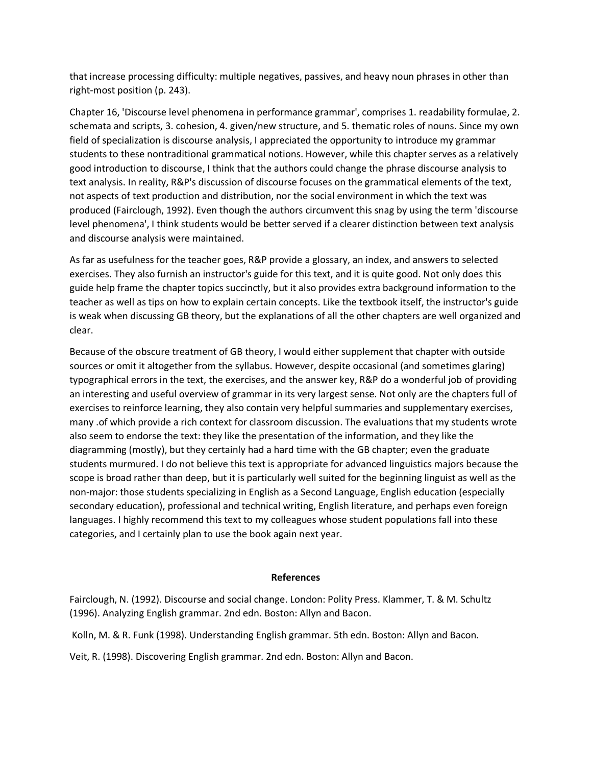that increase processing difficulty: multiple negatives, passives, and heavy noun phrases in other than right-most position (p. 243).

Chapter 16, 'Discourse level phenomena in performance grammar', comprises 1. readability formulae, 2. schemata and scripts, 3. cohesion, 4. given/new structure, and 5. thematic roles of nouns. Since my own field of specialization is discourse analysis, I appreciated the opportunity to introduce my grammar students to these nontraditional grammatical notions. However, while this chapter serves as a relatively good introduction to discourse, I think that the authors could change the phrase discourse analysis to text analysis. In reality, R&P's discussion of discourse focuses on the grammatical elements of the text, not aspects of text production and distribution, nor the social environment in which the text was produced (Fairclough, 1992). Even though the authors circumvent this snag by using the term 'discourse level phenomena', I think students would be better served if a clearer distinction between text analysis and discourse analysis were maintained.

As far as usefulness for the teacher goes, R&P provide a glossary, an index, and answers to selected exercises. They also furnish an instructor's guide for this text, and it is quite good. Not only does this guide help frame the chapter topics succinctly, but it also provides extra background information to the teacher as well as tips on how to explain certain concepts. Like the textbook itself, the instructor's guide is weak when discussing GB theory, but the explanations of all the other chapters are well organized and clear.

Because of the obscure treatment of GB theory, I would either supplement that chapter with outside sources or omit it altogether from the syllabus. However, despite occasional (and sometimes glaring) typographical errors in the text, the exercises, and the answer key, R&P do a wonderful job of providing an interesting and useful overview of grammar in its very largest sense. Not only are the chapters full of exercises to reinforce learning, they also contain very helpful summaries and supplementary exercises, many .of which provide a rich context for classroom discussion. The evaluations that my students wrote also seem to endorse the text: they like the presentation of the information, and they like the diagramming (mostly), but they certainly had a hard time with the GB chapter; even the graduate students murmured. I do not believe this text is appropriate for advanced linguistics majors because the scope is broad rather than deep, but it is particularly well suited for the beginning linguist as well as the non-major: those students specializing in English as a Second Language, English education (especially secondary education), professional and technical writing, English literature, and perhaps even foreign languages. I highly recommend this text to my colleagues whose student populations fall into these categories, and I certainly plan to use the book again next year.

## References

Fairclough, N. (1992). Discourse and social change. London: Polity Press. Klammer, T. & M. Schultz (1996). Analyzing English grammar. 2nd edn. Boston: Allyn and Bacon.

Kolln, M. & R. Funk (1998). Understanding English grammar. 5th edn. Boston: Allyn and Bacon.

Veit, R. (1998). Discovering English grammar. 2nd edn. Boston: Allyn and Bacon.